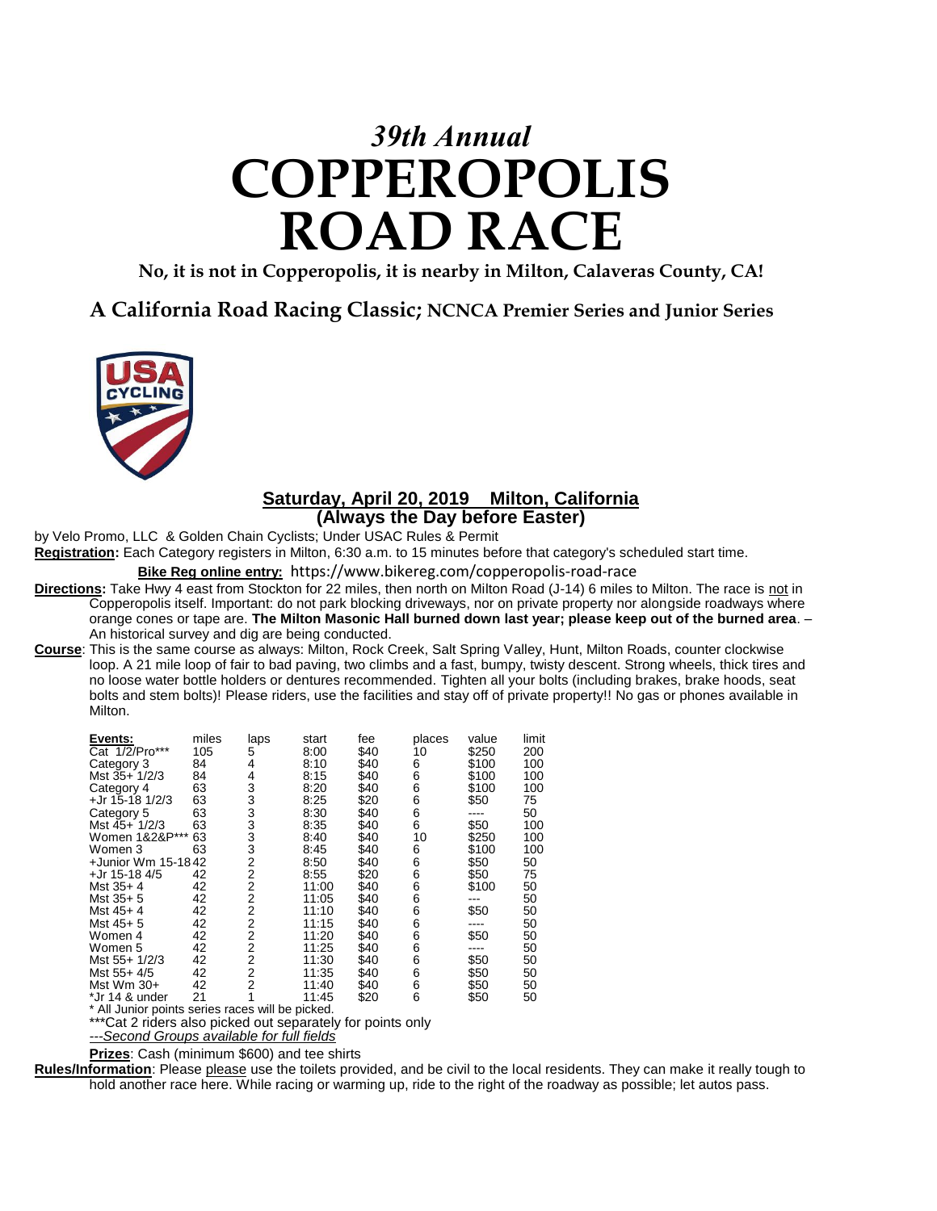# *39th Annual* COPPEROPOLIS ROAD RACE

**No, it is not in Copperopolis, it is nearby in Milton, Calaveras County, CA!**

## A California Road Racing Classic; NCNCA Premier Series and Junior Series

**Saturday, April 20, 2019 Milton, California**
**(Always the Day before Easter)**

by Velo Promo, LLC & Golden Chain Cyclists; Under USAC Rules & Permit

**Registration:** Each Category registers in Milton, 6:30 a.m. to 15 minutes before that category's scheduled start time.

**Bike Reg online entry:** https://www.bikereg.com/copperopolis-road-race

**Directions:** Take Hwy 4 east from Stockton for 22 miles, then north on Milton Road (J-14) 6 miles to Milton. The race is not in Copperopolis itself. Important: do not park blocking driveways, nor on private property nor alongside roadways where orange cones or tape are. **The Milton Masonic Hall burned down last year; please keep out of the burned area**. – An historical survey and dig are being conducted.

**Course**: This is the same course as always: Milton, Rock Creek, Salt Spring Valley, Hunt, Milton Roads, counter clockwise loop. A 21 mile loop of fair to bad paving, two climbs and a fast, bumpy, twisty descent. Strong wheels, thick tires and no loose water bottle holders or dentures recommended. Tighten all your bolts (including brakes, brake hoods, seat bolts and stem bolts)! Please riders, use the facilities and stay off of private property!! No gas or phones available in Milton.

| Events: | miles | laps | start | fee | places | value | limit |
|---|---|---|---|---|---|---|---|
| Cat 1/2/Pro*** | 105 | 5 | 8:00 | $40 | 10 | $250 | 200 |
| Category 3 | 84 | 4 | 8:10 | $40 | 6 | $100 | 100 |
| Mst 35+ 1/2/3 | 84 | 4 | 8:15 | $40 | 6 | $100 | 100 |
| Category 4 | 63 | 3 | 8:20 | $40 | 6 | $100 | 100 |
| +Jr 15-18 1/2/3 | 63 | 3 | 8:25 | $20 | 6 | $50 | 75 |
| Category 5 | 63 | 3 | 8:30 | $40 | 6 | ---- | 50 |
| Mst 45+ 1/2/3 | 63 | 3 | 8:35 | $40 | 6 | $50 | 100 |
| Women 1&2&P*** | 63 | 3 | 8:40 | $40 | 10 | $250 | 100 |
| Women 3 | 63 | 3 | 8:45 | $40 | 6 | $100 | 100 |
| +Junior Wm 15-18 | 42 | 2 | 8:50 | $40 | 6 | $50 | 50 |
| +Jr 15-18 4/5 | 42 | 2 | 8:55 | $20 | 6 | $50 | 75 |
| Mst 35+ 4 | 42 | 2 | 11:00 | $40 | 6 | $100 | 50 |
| Mst 35+ 5 | 42 | 2 | 11:05 | $40 | 6 | --- | 50 |
| Mst 45+ 4 | 42 | 2 | 11:10 | $40 | 6 | $50 | 50 |
| Mst 45+ 5 | 42 | 2 | 11:15 | $40 | 6 | ---- | 50 |
| Women 4 | 42 | 2 | 11:20 | $40 | 6 | $50 | 50 |
| Women 5 | 42 | 2 | 11:25 | $40 | 6 | ---- | 50 |
| Mst 55+ 1/2/3 | 42 | 2 | 11:30 | $40 | 6 | $50 | 50 |
| Mst 55+ 4/5 | 42 | 2 | 11:35 | $40 | 6 | $50 | 50 |
| Mst Wm 30+ | 42 | 2 | 11:40 | $40 | 6 | $50 | 50 |
| *Jr 14 & under | 21 | 1 | 11:45 | $20 | 6 | $50 | 50 |

\* All Junior points series races will be picked.

***Cat 2 riders also picked out separately for points only

*---Second Groups available for full fields*

**Prizes**: Cash (minimum $600) and tee shirts

**Rules/Information**: Please please use the toilets provided, and be civil to the local residents. They can make it really tough to hold another race here. While racing or warming up, ride to the right of the roadway as possible; let autos pass.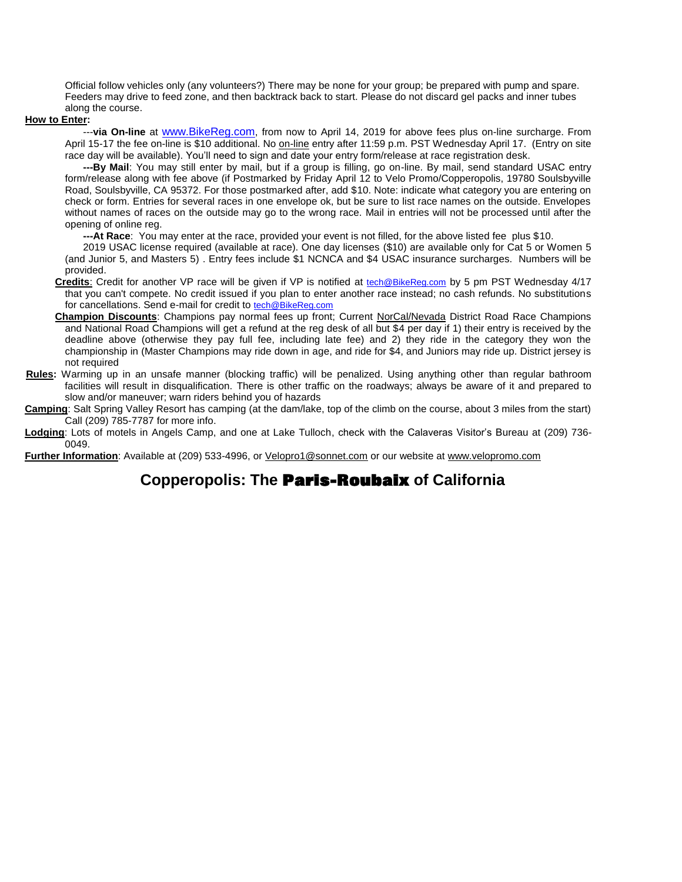Official follow vehicles only (any volunteers?) There may be none for your group; be prepared with pump and spare. Feeders may drive to feed zone, and then backtrack back to start. Please do not discard gel packs and inner tubes along the course.

**How to Enter:**

---**via On-line** at www.BikeReg.com, from now to April 14, 2019 for above fees plus on-line surcharge. From April 15-17 the fee on-line is $10 additional. No on-line entry after 11:59 p.m. PST Wednesday April 17. (Entry on site race day will be available). You'll need to sign and date your entry form/release at race registration desk.

**---By Mail**: You may still enter by mail, but if a group is filling, go on-line. By mail, send standard USAC entry form/release along with fee above (if Postmarked by Friday April 12 to Velo Promo/Copperopolis, 19780 Soulsbyville Road, Soulsbyville, CA 95372. For those postmarked after, add $10. Note: indicate what category you are entering on check or form. Entries for several races in one envelope ok, but be sure to list race names on the outside. Envelopes without names of races on the outside may go to the wrong race. Mail in entries will not be processed until after the opening of online reg.

**---At Race**: You may enter at the race, provided your event is not filled, for the above listed fee plus $10.

2019 USAC license required (available at race). One day licenses ($10) are available only for Cat 5 or Women 5 (and Junior 5, and Masters 5) . Entry fees include $1 NCNCA and $4 USAC insurance surcharges. Numbers will be provided.

**Credits**: Credit for another VP race will be given if VP is notified at tech@BikeReg.com by 5 pm PST Wednesday 4/17 that you can't compete. No credit issued if you plan to enter another race instead; no cash refunds. No substitutions for cancellations. Send e-mail for credit to tech@BikeReg.com

**Champion Discounts**: Champions pay normal fees up front; Current NorCal/Nevada District Road Race Champions and National Road Champions will get a refund at the reg desk of all but $4 per day if 1) their entry is received by the deadline above (otherwise they pay full fee, including late fee) and 2) they ride in the category they won the championship in (Master Champions may ride down in age, and ride for $4, and Juniors may ride up. District jersey is not required

**Rules:** Warming up in an unsafe manner (blocking traffic) will be penalized. Using anything other than regular bathroom facilities will result in disqualification. There is other traffic on the roadways; always be aware of it and prepared to slow and/or maneuver; warn riders behind you of hazards

**Camping**: Salt Spring Valley Resort has camping (at the dam/lake, top of the climb on the course, about 3 miles from the start) Call (209) 785-7787 for more info.

**Lodging**: Lots of motels in Angels Camp, and one at Lake Tulloch, check with the Calaveras Visitor's Bureau at (209) 736-0049.

**Further Information**: Available at (209) 533-4996, or Velopro1@sonnet.com or our website at www.velopromo.com

## Copperopolis: The Paris-Roubaix of California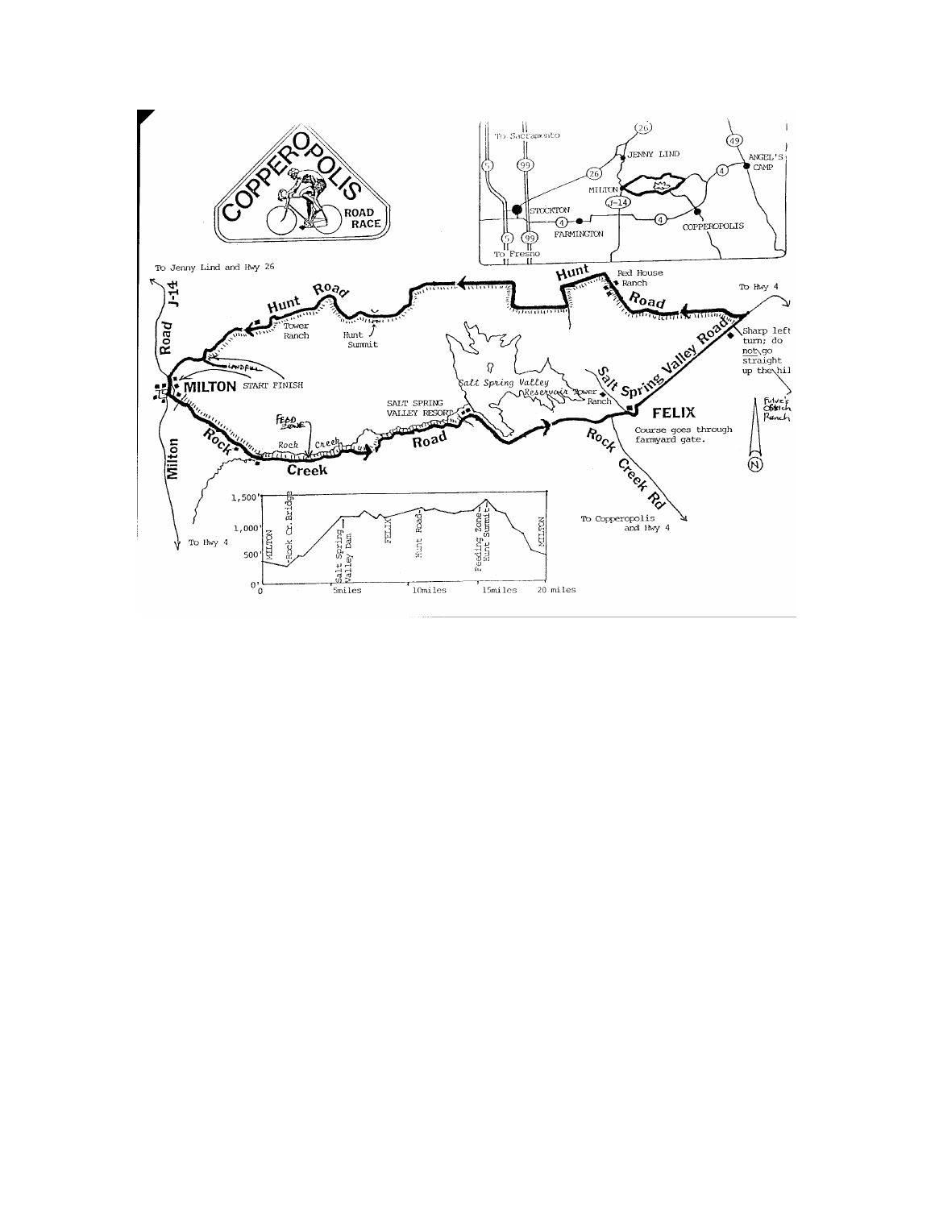COPPEROPOLIS ROAD RACE

To Sacramento

JENNY LIND

ANGEL'S CAMP

MILTON

J-14

STOCKTON

FARMINGTON

COPPEROPOLIS

To Fresno

To Jenny Lind and Hwy 26

J-14 Road

Hunt Road

Tower Ranch

Hunt Summit

Hunt

Red House Ranch

Road

To Hwy 4

Salt Spring Valley Road

Sharp left turn; do not go straight up the hil

LANDFILL

MILTON START FINISH

Salt Spring Valley Reservoir

Tower Ranch

Fulves Ostrich Ranch

FELIX

Course goes through farmyard gate.

SALT SPRING VALLEY RESORT

FEED ZONE

Rock Creek

Road

Rock Creek

Rock Creek Rd

Milton

To Hwy 4

To Copperopolis and Hwy 4

N

1,500'

1,000'

500'

0'

0

5miles

10miles

15miles

20 miles

MILTON

Rock Cr. Bridge

Salt Spring Valley Dam

FELIX

Hunt Road

Feeding Zone Hunt Summit

MILTON